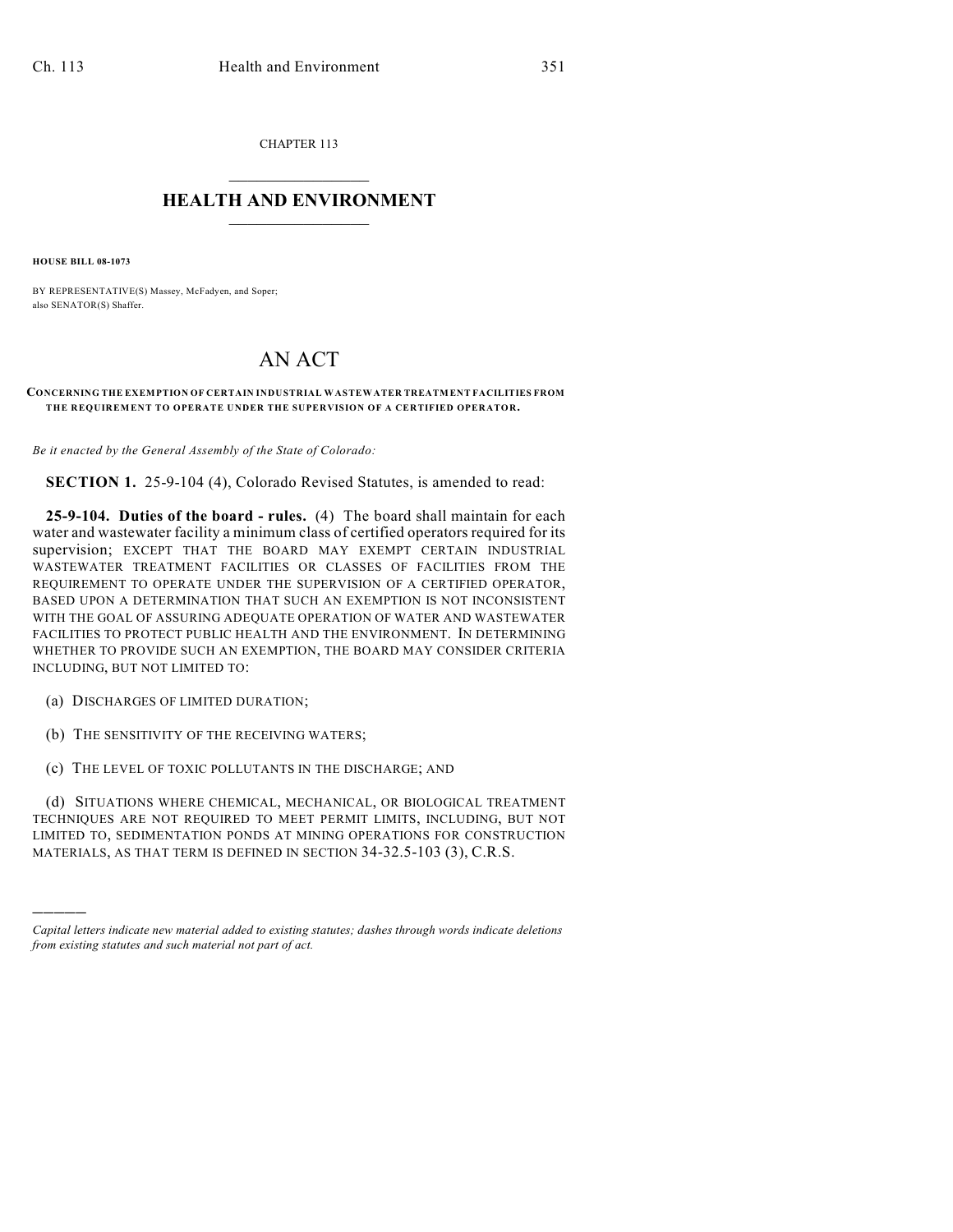CHAPTER 113

# HEALTH AND ENVIRONMENT

**HOUSE BILL 08-1073**

BY REPRESENTATIVE(S) Massey, McFadyen, and Soper;
also SENATOR(S) Shaffer.

# AN ACT

**CONCERNING THE EXEMPTION OF CERTAIN INDUSTRIAL WASTEWATER TREATMENT FACILITIES FROM THE REQUIREMENT TO OPERATE UNDER THE SUPERVISION OF A CERTIFIED OPERATOR.**

*Be it enacted by the General Assembly of the State of Colorado:*

**SECTION 1.** 25-9-104 (4), Colorado Revised Statutes, is amended to read:

**25-9-104. Duties of the board - rules.** (4) The board shall maintain for each water and wastewater facility a minimum class of certified operators required for its supervision; EXCEPT THAT THE BOARD MAY EXEMPT CERTAIN INDUSTRIAL WASTEWATER TREATMENT FACILITIES OR CLASSES OF FACILITIES FROM THE REQUIREMENT TO OPERATE UNDER THE SUPERVISION OF A CERTIFIED OPERATOR, BASED UPON A DETERMINATION THAT SUCH AN EXEMPTION IS NOT INCONSISTENT WITH THE GOAL OF ASSURING ADEQUATE OPERATION OF WATER AND WASTEWATER FACILITIES TO PROTECT PUBLIC HEALTH AND THE ENVIRONMENT. IN DETERMINING WHETHER TO PROVIDE SUCH AN EXEMPTION, THE BOARD MAY CONSIDER CRITERIA INCLUDING, BUT NOT LIMITED TO:

(a) DISCHARGES OF LIMITED DURATION;

(b) THE SENSITIVITY OF THE RECEIVING WATERS;

(c) THE LEVEL OF TOXIC POLLUTANTS IN THE DISCHARGE; AND

(d) SITUATIONS WHERE CHEMICAL, MECHANICAL, OR BIOLOGICAL TREATMENT TECHNIQUES ARE NOT REQUIRED TO MEET PERMIT LIMITS, INCLUDING, BUT NOT LIMITED TO, SEDIMENTATION PONDS AT MINING OPERATIONS FOR CONSTRUCTION MATERIALS, AS THAT TERM IS DEFINED IN SECTION 34-32.5-103 (3), C.R.S.

---

*Capital letters indicate new material added to existing statutes; dashes through words indicate deletions from existing statutes and such material not part of act.*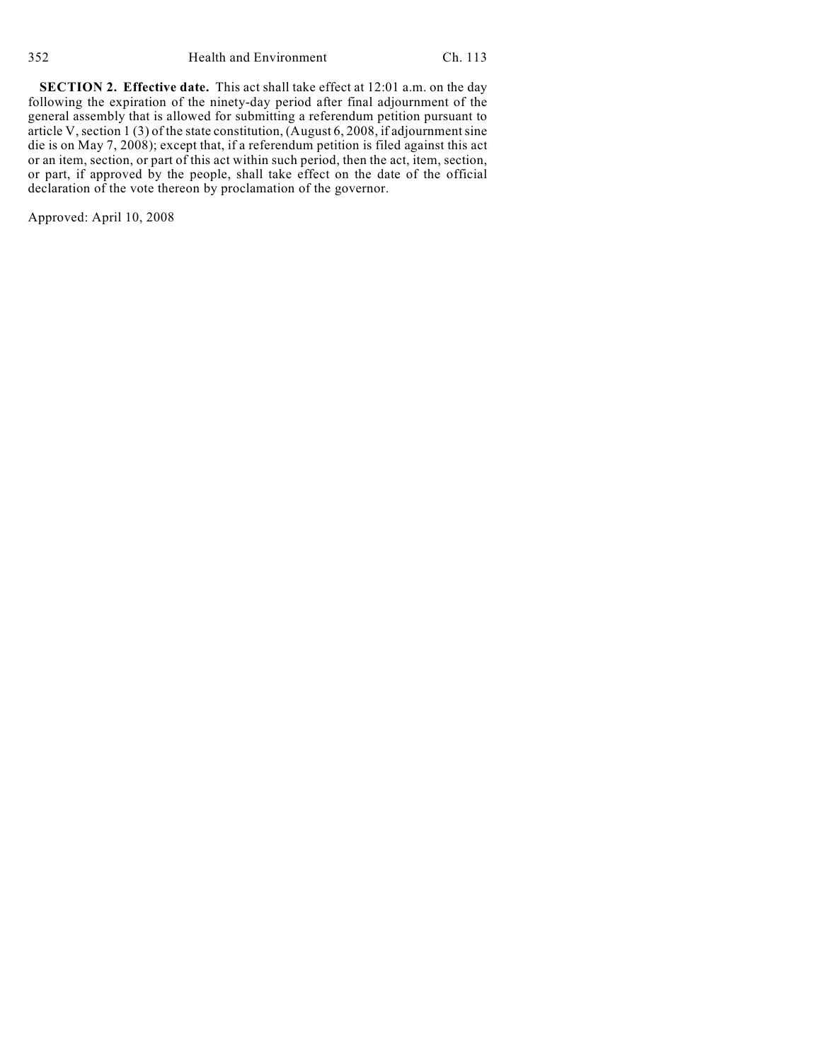**SECTION 2. Effective date.** This act shall take effect at 12:01 a.m. on the day following the expiration of the ninety-day period after final adjournment of the general assembly that is allowed for submitting a referendum petition pursuant to article V, section 1 (3) of the state constitution, (August 6, 2008, if adjournment sine die is on May 7, 2008); except that, if a referendum petition is filed against this act or an item, section, or part of this act within such period, then the act, item, section, or part, if approved by the people, shall take effect on the date of the official declaration of the vote thereon by proclamation of the governor.

Approved: April 10, 2008